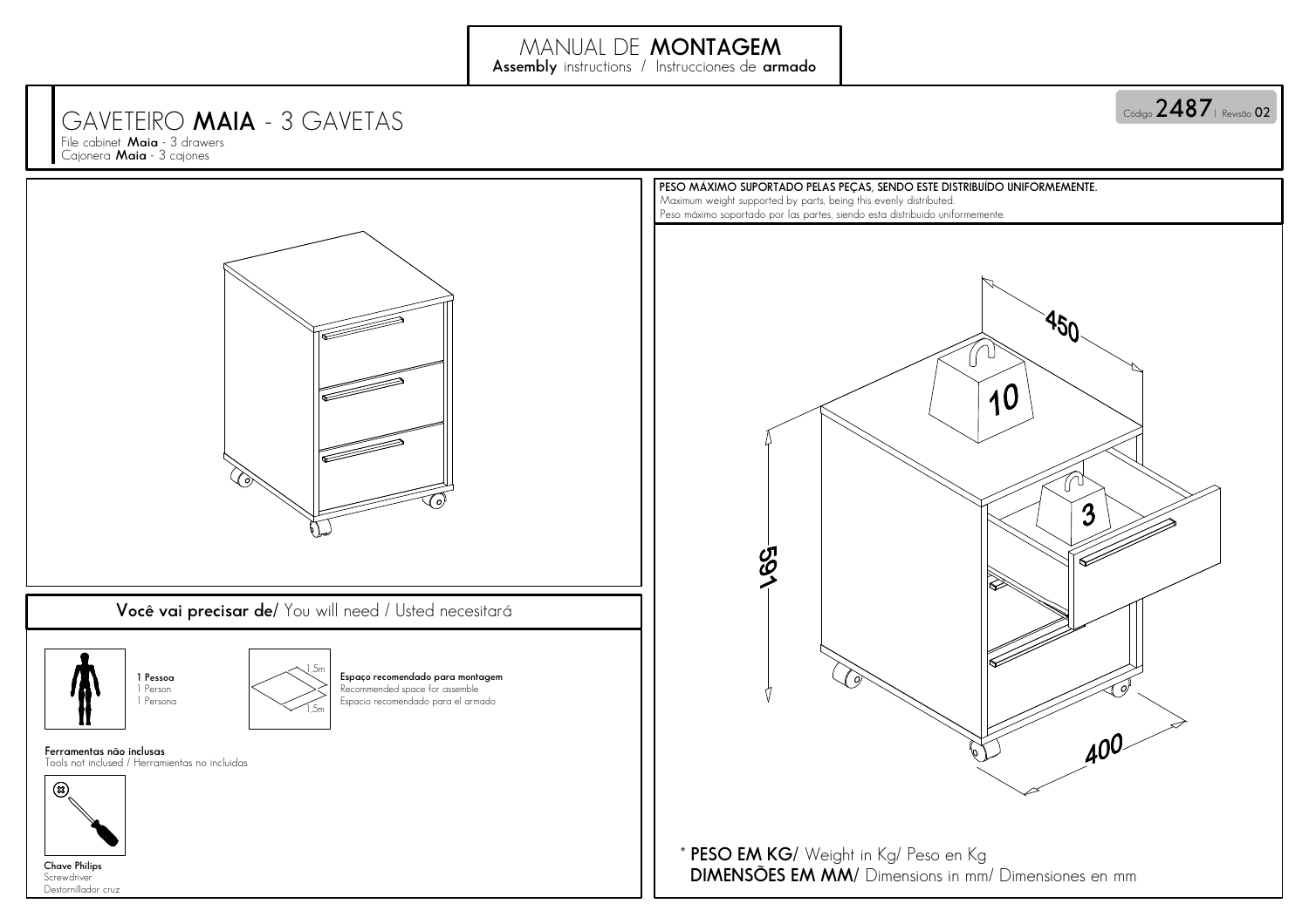# MANUAL DE **MONTAGEM**

**Assembly** instructions / Instrucciones de **armado**

## GAVETEIRO **MAIA** - 3 GAVETAS

File cabinet **Maia** - 3 drawers
Cajonera **Maia** - 3 cajones

Código **2487** | Revisão **02**

**PESO MÁXIMO SUPORTADO PELAS PEÇAS, SENDO ESTE DISTRIBUÍDO UNIFORMEMENTE.**
Maximum weight supported by parts, being this evenly distributed.
Peso máximo soportado por las partes, siendo esta distribuido uniformemente.

450

10

3

591

400

\* **PESO EM KG/** Weight in Kg/ Peso en Kg
**DIMENSÕES EM MM/** Dimensions in mm/ Dimensiones en mm

### **Você vai precisar de/** You will need / Usted necesitará

**1 Pessoa**
1 Person
1 Persona

1,5m

1,5m

**Espaço recomendado para montagem**
Recommended space for assemble
Espacio recomendado para el armado

**Ferramentas não inclusas**
Tools not inclused / Herramientas no incluidas

**Chave Philips**
Screwdriver
Destornillador cruz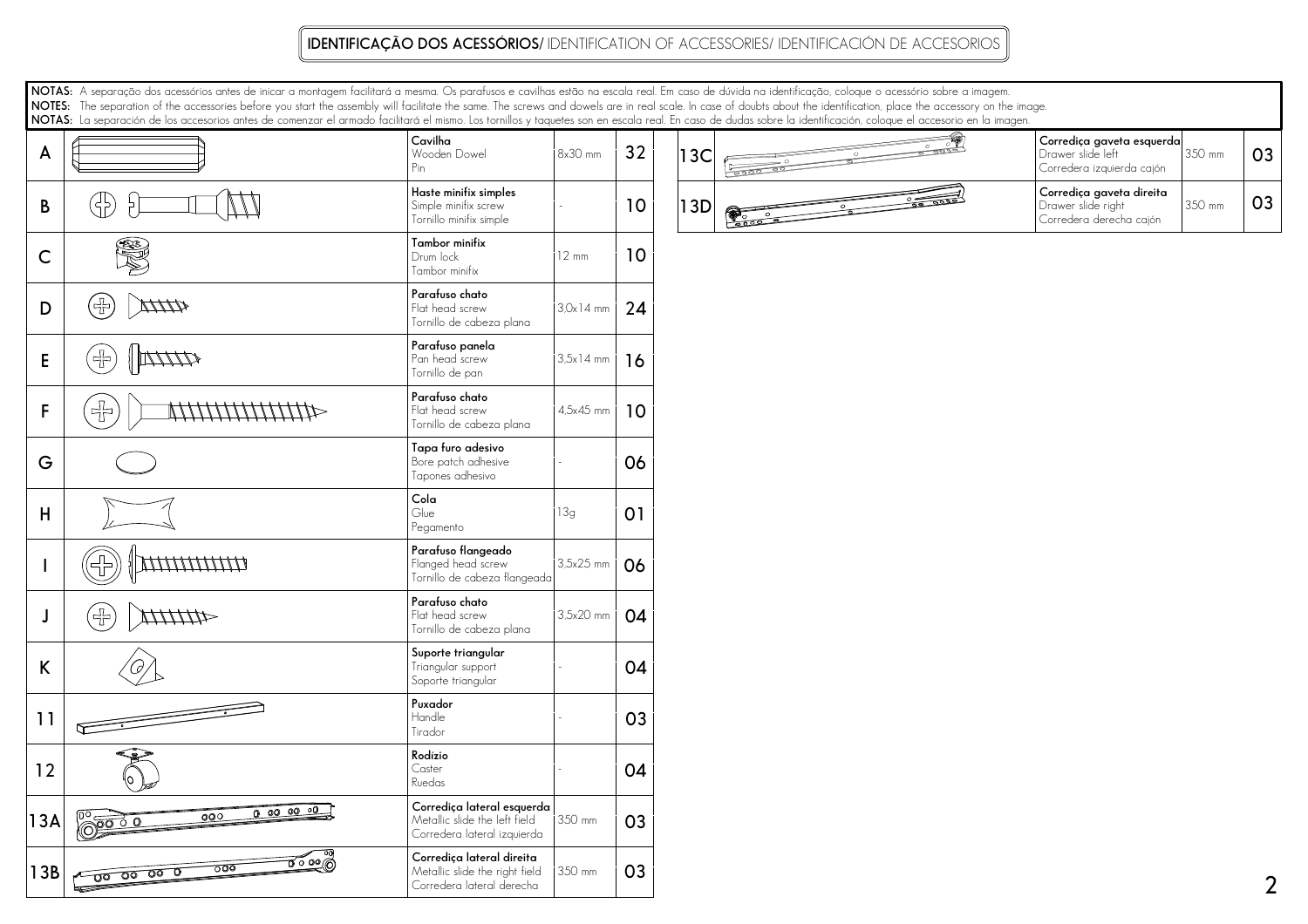# **IDENTIFICAÇÃO DOS ACESSÓRIOS/** IDENTIFICATION OF ACCESSORIES/ IDENTIFICACIÓN DE ACCESORIOS

**NOTAS:** A separação dos acessórios antes de iniciar a montagem facilitará a mesma. Os parafusos e cavilhas estão na escala real. Em caso de dúvida na identificação, coloque o acessório sobre a imagem.
**NOTES:** The separation of the accessories before you start the assembly will facilitate the same. The screws and dowels are in real scale. In case of doubts about the identification, place the accessory on the image.
**NOTAS:** La separación de los accesorios antes de comenzar el armado facilitará el mismo. Los tornillos y taquetes son en escala real. En caso de dudas sobre la identificación, coloque el accesorio en la imagen.

| | Descrição | Medida | Qtd. |
|---|---|---|---|
| A | **Cavilha**<br>Wooden Dowel<br>Pin | 8x30 mm | 32 |
| B | **Haste minifix simples**<br>Simple minifix screw<br>Tornillo minifix simple | - | 10 |
| C | **Tambor minifix**<br>Drum lock<br>Tambor minifix | 12 mm | 10 |
| D | **Parafuso chato**<br>Flat head screw<br>Tornillo de cabeza plana | 3,0x14 mm | 24 |
| E | **Parafuso panela**<br>Pan head screw<br>Tornillo de pan | 3,5x14 mm | 16 |
| F | **Parafuso chato**<br>Flat head screw<br>Tornillo de cabeza plana | 4,5x45 mm | 10 |
| G | **Tapa furo adesivo**<br>Bore patch adhesive<br>Tapones adhesivo | - | 06 |
| H | **Cola**<br>Glue<br>Pegamento | 13g | 01 |
| I | **Parafuso flangeado**<br>Flanged head screw<br>Tornillo de cabeza flangeada | 3,5x25 mm | 06 |
| J | **Parafuso chato**<br>Flat head screw<br>Tornillo de cabeza plana | 3,5x20 mm | 04 |
| K | **Suporte triangular**<br>Triangular support<br>Soporte triangular | - | 04 |
| 11 | **Puxador**<br>Handle<br>Tirador | - | 03 |
| 12 | **Rodízio**<br>Caster<br>Ruedas | - | 04 |
| 13A | **Corrediça lateral esquerda**<br>Metallic slide the left field<br>Corredera lateral izquierda | 350 mm | 03 |
| 13B | **Corrediça lateral direita**<br>Metallic slide the right field<br>Corredera lateral derecha | 350 mm | 03 |
| 13C | **Corrediça gaveta esquerda**<br>Drawer slide left<br>Corredera izquierda cajón | 350 mm | 03 |
| 13D | **Corrediça gaveta direita**<br>Drawer slide right<br>Corredera derecha cajón | 350 mm | 03 |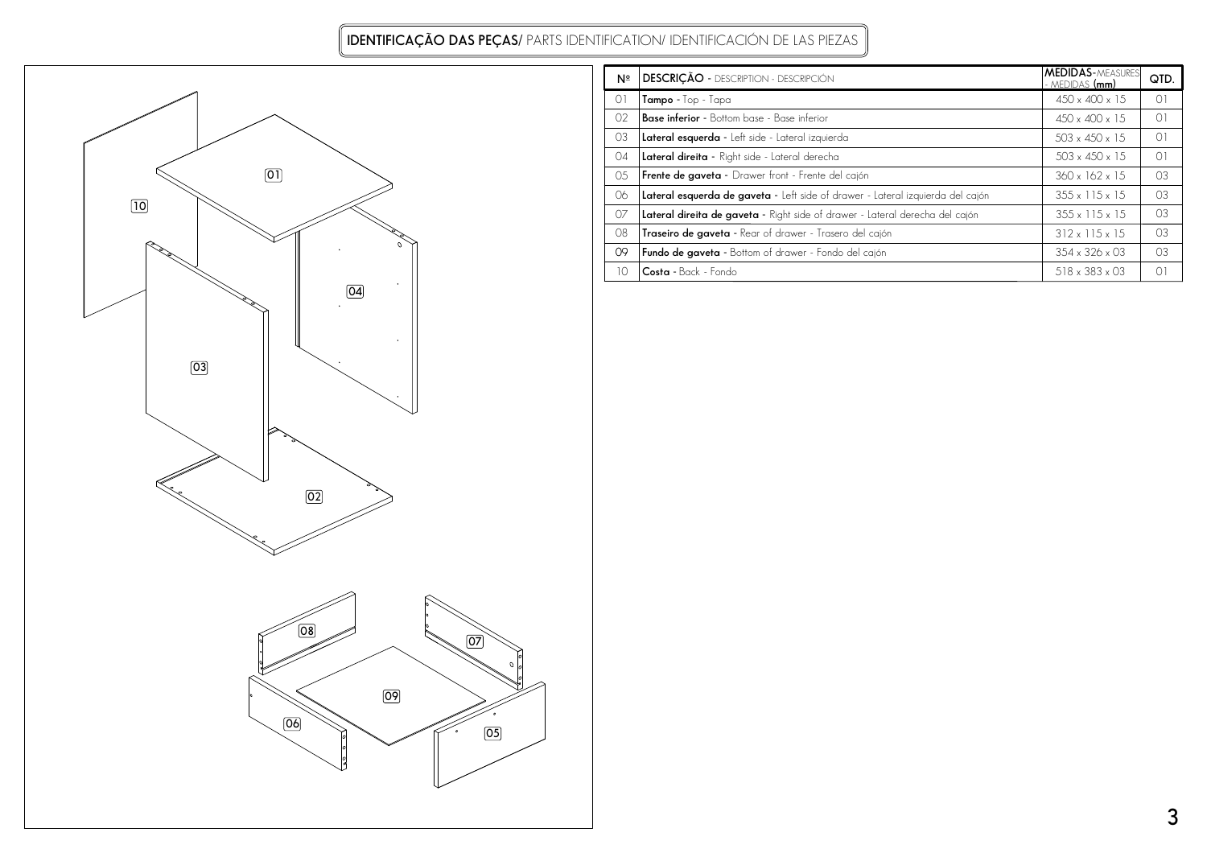## **IDENTIFICAÇÃO DAS PEÇAS/** PARTS IDENTIFICATION/ IDENTIFICACIÓN DE LAS PIEZAS

| Nº | DESCRIÇÃO - DESCRIPTION - DESCRIPCIÓN | MEDIDAS-MEASURES - MEDIDAS **(mm)** | QTD. |
|---|---|---|---|
| 01 | **Tampo** - Top - Tapa | 450 x 400 x 15 | 01 |
| 02 | **Base inferior** - Bottom base - Base inferior | 450 x 400 x 15 | 01 |
| 03 | **Lateral esquerda** - Left side - Lateral izquierda | 503 x 450 x 15 | 01 |
| 04 | **Lateral direita** - Right side - Lateral derecha | 503 x 450 x 15 | 01 |
| 05 | **Frente de gaveta** - Drawer front - Frente del cajón | 360 x 162 x 15 | 03 |
| 06 | **Lateral esquerda de gaveta** - Left side of drawer - Lateral izquierda del cajón | 355 x 115 x 15 | 03 |
| 07 | **Lateral direita de gaveta** - Right side of drawer - Lateral derecha del cajón | 355 x 115 x 15 | 03 |
| 08 | **Traseiro de gaveta** - Rear of drawer - Trasero del cajón | 312 x 115 x 15 | 03 |
| 09 | **Fundo de gaveta** - Bottom of drawer - Fondo del cajón | 354 x 326 x 03 | 03 |
| 10 | **Costa** - Back - Fondo | 518 x 383 x 03 | 01 |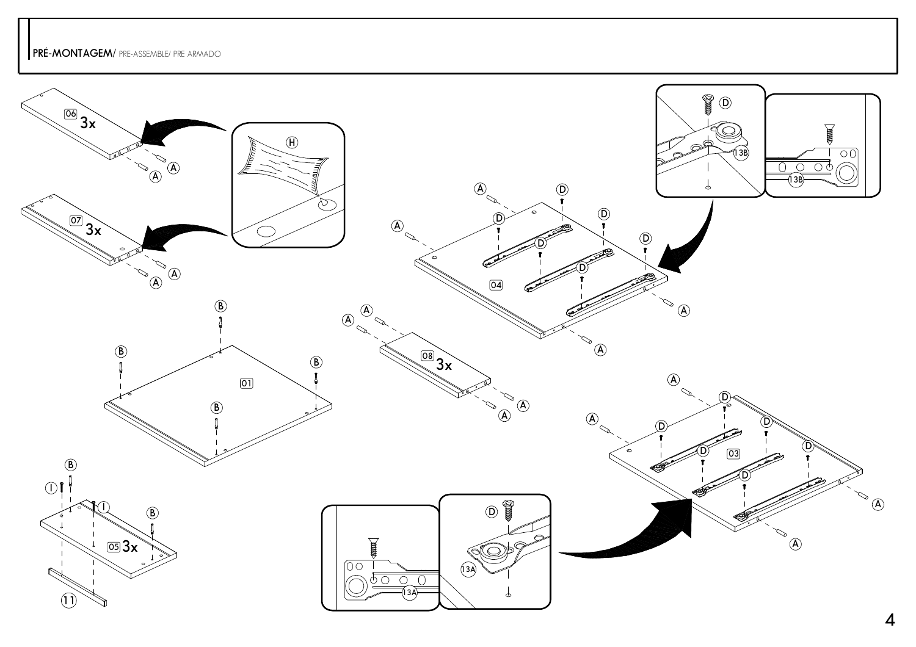**PRÉ-MONTAGEM/** PRE-ASSEMBLE/ PRE ARMADO

06 3x

07 3x

H

A

B

01

I

05 3x

11

08 3x

04

D

13B

03

13A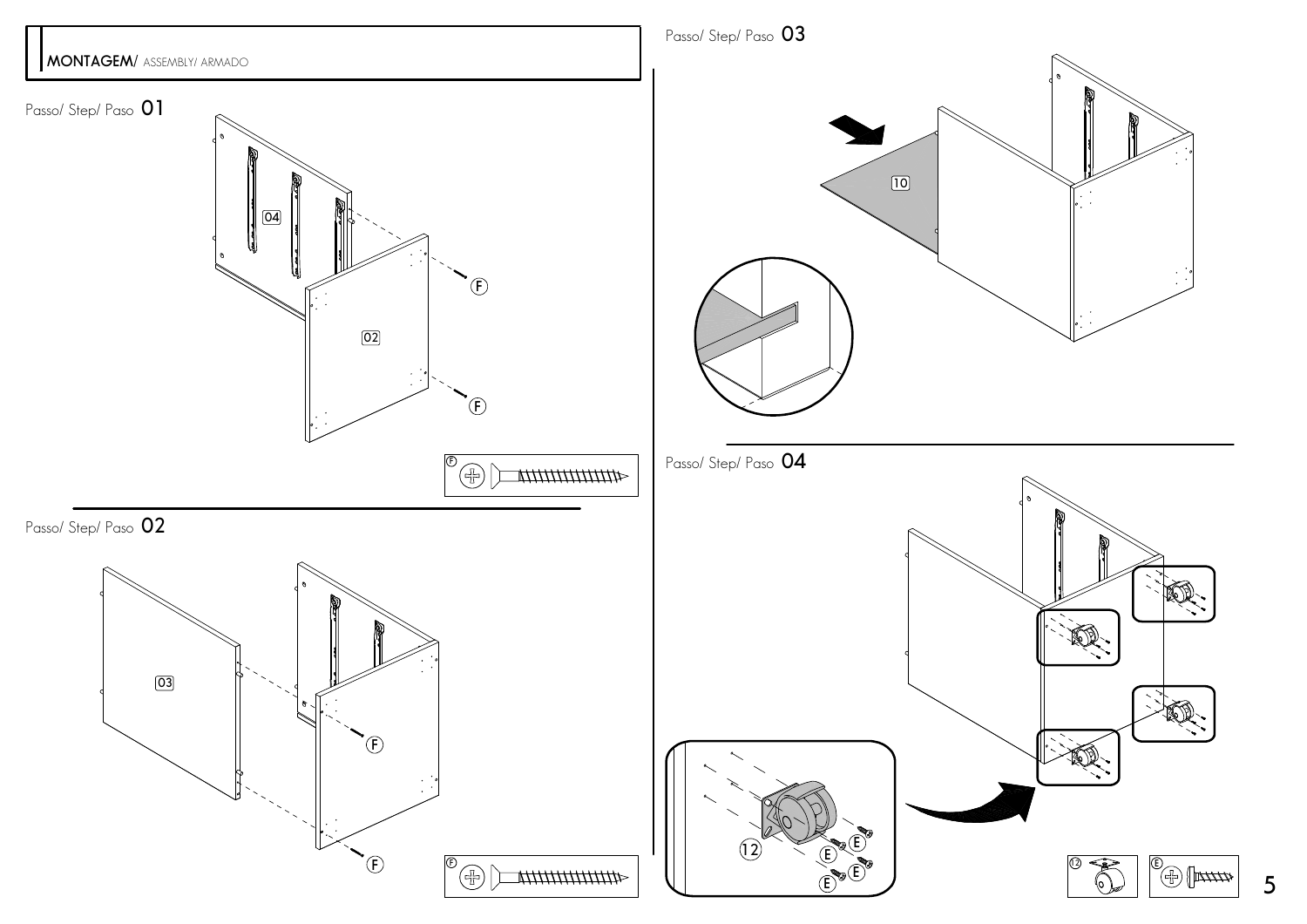## MONTAGEM/ ASSEMBLY/ ARMADO

### Passo/ Step/ Paso 01

04

02

F

F

F

### Passo/ Step/ Paso 02

03

F

F

F

### Passo/ Step/ Paso 03

10

### Passo/ Step/ Paso 04

12

E E E E

12

E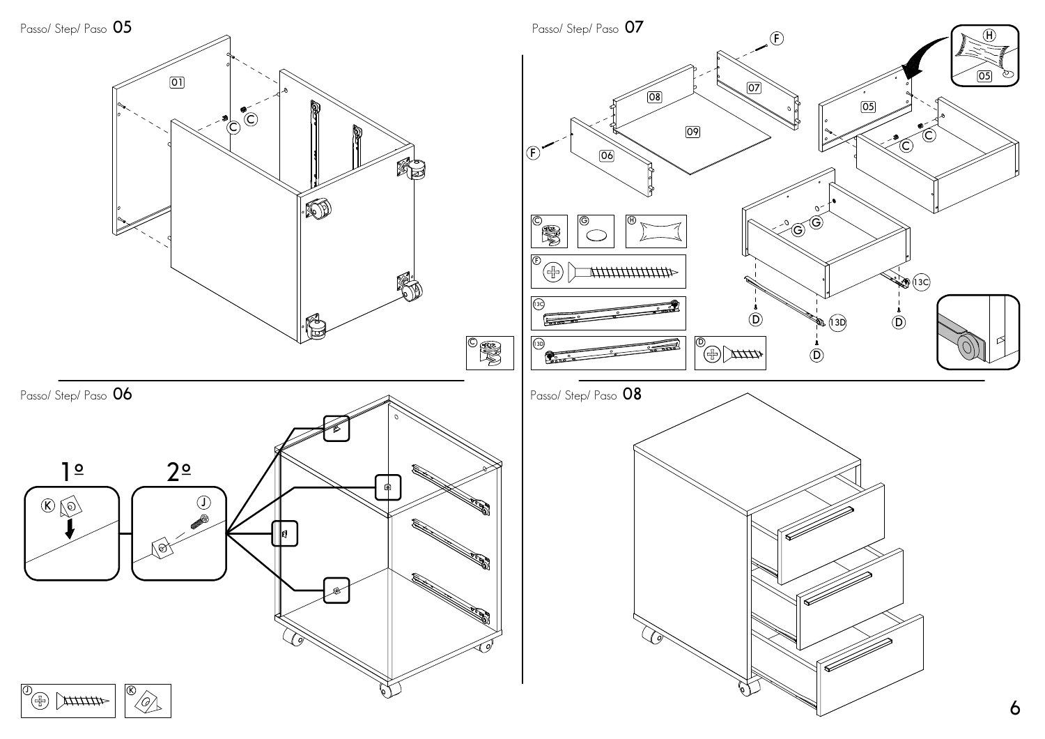Passo/ Step/ Paso **05**

01

C C

C

Passo/ Step/ Paso **06**

1º

K

2º

J

J K

Passo/ Step/ Paso **07**

F

08 07

09

F

06

H

05

C C

G G

13C

D D

13D

D

C G H

F

13C

13D

D

Passo/ Step/ Paso **08**